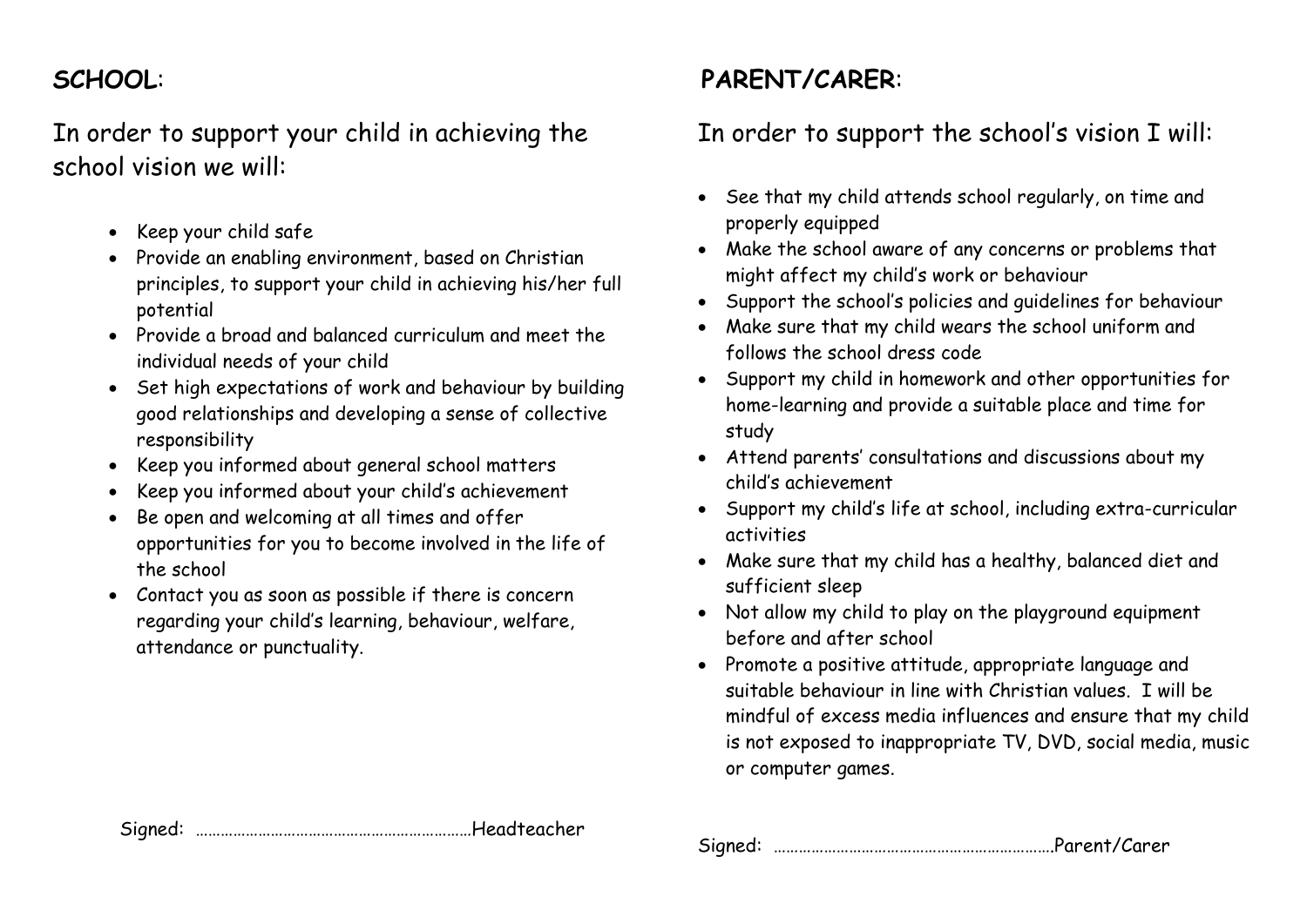**SCHOOL**:

In order to support your child in achieving the school vision we will:

- Keep your child safe
- Provide an enabling environment, based on Christian principles, to support your child in achieving his/her full potential
- Provide a broad and balanced curriculum and meet the individual needs of your child
- Set high expectations of work and behaviour by building good relationships and developing a sense of collective responsibility
- Keep you informed about general school matters
- Keep you informed about your child's achievement
- Be open and welcoming at all times and offer opportunities for you to become involved in the life of the school
- Contact you as soon as possible if there is concern regarding your child's learning, behaviour, welfare, attendance or punctuality.

Signed: ……………………………………………………………Headteacher

**PARENT/CARER**:

In order to support the school's vision I will:

- See that my child attends school regularly, on time and properly equipped
- Make the school aware of any concerns or problems that might affect my child's work or behaviour
- Support the school's policies and guidelines for behaviour
- Make sure that my child wears the school uniform and follows the school dress code
- Support my child in homework and other opportunities for home-learning and provide a suitable place and time for study
- Attend parents' consultations and discussions about my child's achievement
- Support my child's life at school, including extra-curricular activities
- Make sure that my child has a healthy, balanced diet and sufficient sleep
- Not allow my child to play on the playground equipment before and after school
- Promote a positive attitude, appropriate language and suitable behaviour in line with Christian values. I will be mindful of excess media influences and ensure that my child is not exposed to inappropriate TV, DVD, social media, music or computer games.

Signed: ……………………………………………………………Parent/Carer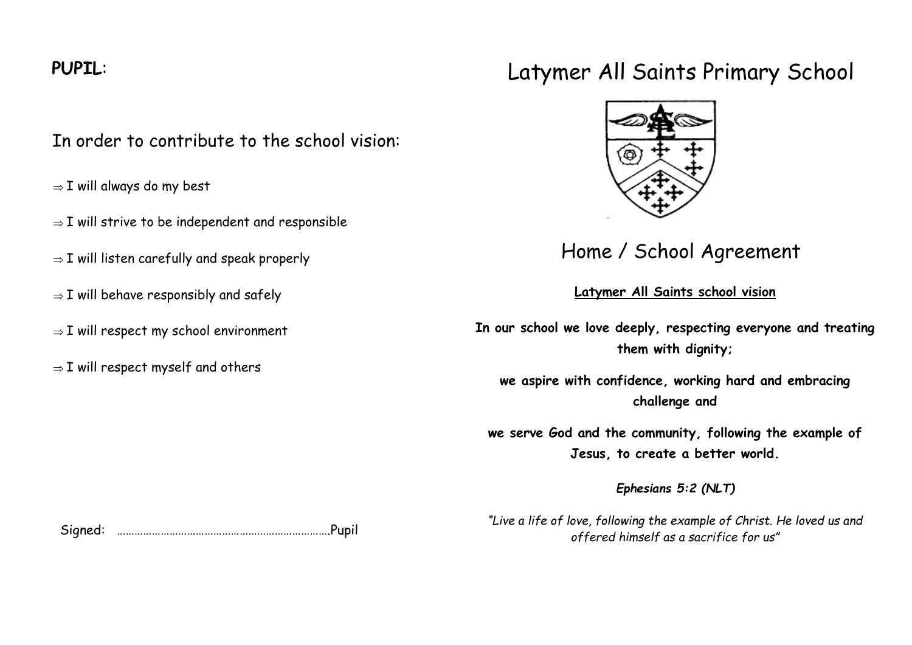**PUPIL**:

In order to contribute to the school vision:

- ⇒ I will always do my best
- ⇒ I will strive to be independent and responsible
- ⇒ I will listen carefully and speak properly
- ⇒ I will behave responsibly and safely
- ⇒ I will respect my school environment
- ⇒ I will respect myself and others

Signed: ………………………………………………………………Pupil

# Latymer All Saints Primary School

## Home / School Agreement

**Latymer All Saints school vision**

**In our school we love deeply, respecting everyone and treating them with dignity;**

**we aspire with confidence, working hard and embracing challenge and**

**we serve God and the community, following the example of Jesus, to create a better world.**

***Ephesians 5:2 (NLT)***

*"Live a life of love, following the example of Christ. He loved us and offered himself as a sacrifice for us"*